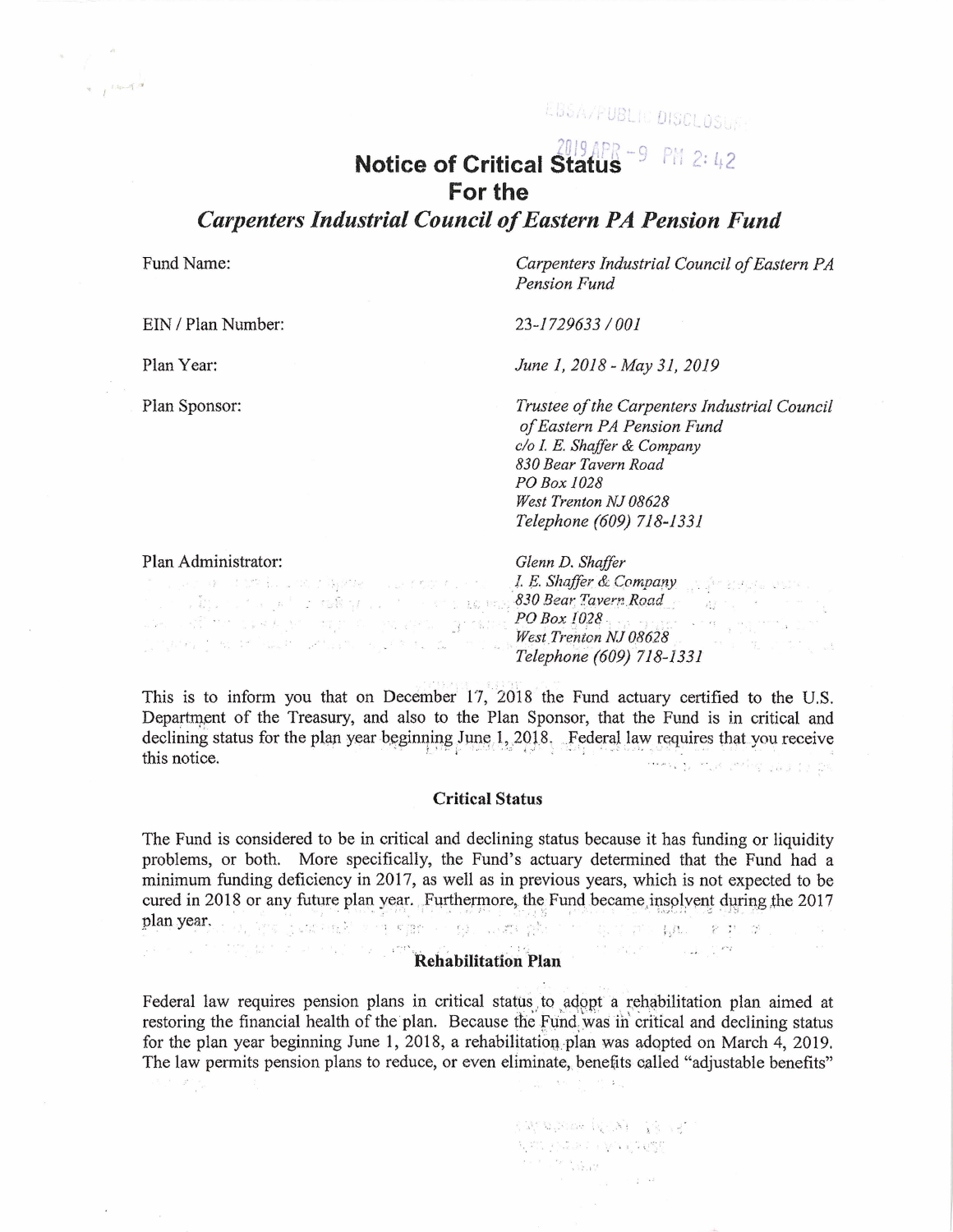# Notice of Critical Status
# For the
# *Carpenters Industrial Council of Eastern PA Pension Fund*

| | |
|---|---|
| Fund Name: | *Carpenters Industrial Council of Eastern PA Pension Fund* |
| EIN / Plan Number: | *23-1729633 / 001* |
| Plan Year: | *June 1, 2018 - May 31, 2019* |
| Plan Sponsor: | *Trustee of the Carpenters Industrial Council of Eastern PA Pension Fund*<br>*c/o I. E. Shaffer & Company*<br>*830 Bear Tavern Road*<br>*PO Box 1028*<br>*West Trenton NJ 08628*<br>*Telephone (609) 718-1331* |
| Plan Administrator: | *Glenn D. Shaffer*<br>*I. E. Shaffer & Company*<br>*830 Bear Tavern Road*<br>*PO Box 1028*<br>*West Trenton NJ 08628*<br>*Telephone (609) 718-1331* |

This is to inform you that on December 17, 2018 the Fund actuary certified to the U.S. Department of the Treasury, and also to the Plan Sponsor, that the Fund is in critical and declining status for the plan year beginning June 1, 2018. Federal law requires that you receive this notice.

## Critical Status

The Fund is considered to be in critical and declining status because it has funding or liquidity problems, or both. More specifically, the Fund's actuary determined that the Fund had a minimum funding deficiency in 2017, as well as in previous years, which is not expected to be cured in 2018 or any future plan year. Furthermore, the Fund became insolvent during the 2017 plan year.

## Rehabilitation Plan

Federal law requires pension plans in critical status to adopt a rehabilitation plan aimed at restoring the financial health of the plan. Because the Fund was in critical and declining status for the plan year beginning June 1, 2018, a rehabilitation plan was adopted on March 4, 2019. The law permits pension plans to reduce, or even eliminate, benefits called "adjustable benefits"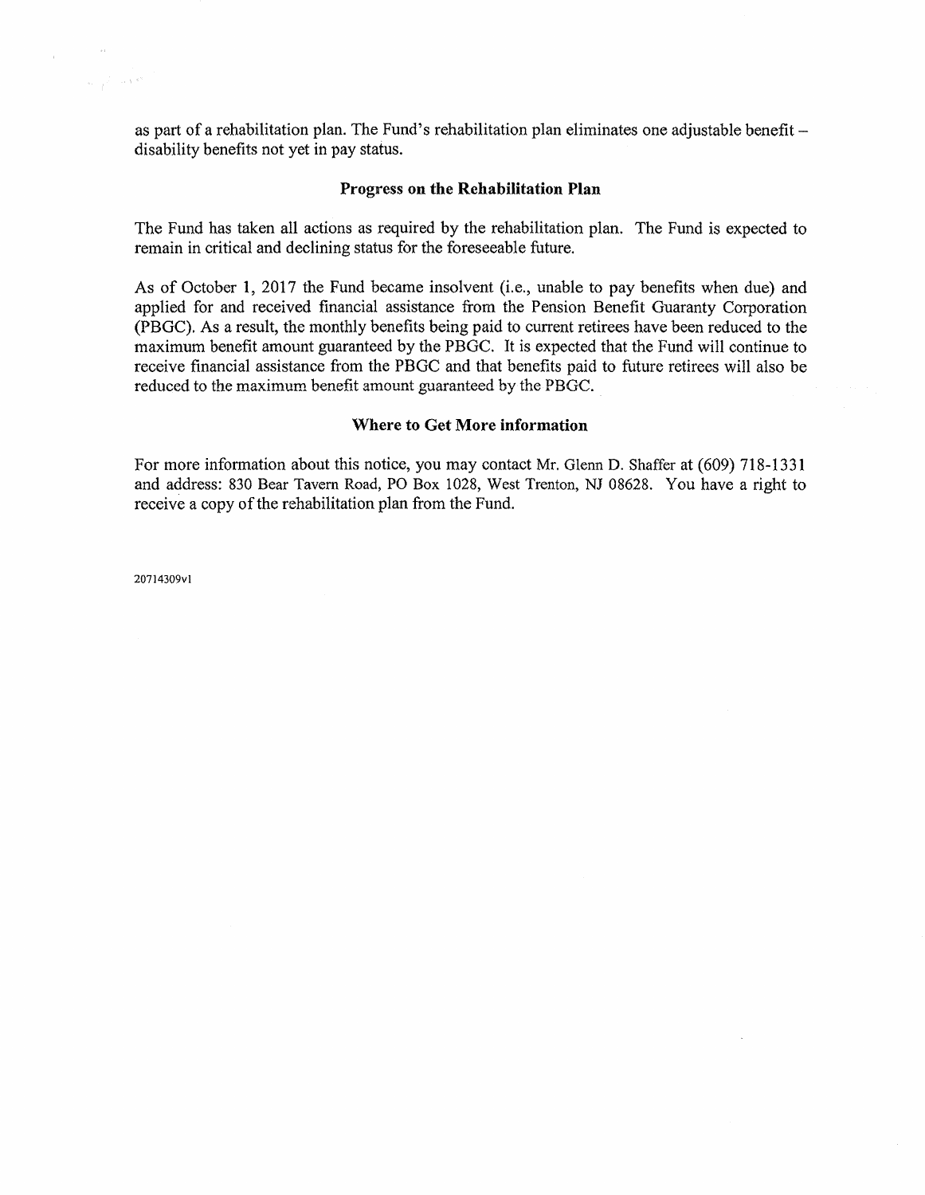as part of a rehabilitation plan. The Fund's rehabilitation plan eliminates one adjustable benefit – disability benefits not yet in pay status.

## Progress on the Rehabilitation Plan

The Fund has taken all actions as required by the rehabilitation plan. The Fund is expected to remain in critical and declining status for the foreseeable future.

As of October 1, 2017 the Fund became insolvent (i.e., unable to pay benefits when due) and applied for and received financial assistance from the Pension Benefit Guaranty Corporation (PBGC). As a result, the monthly benefits being paid to current retirees have been reduced to the maximum benefit amount guaranteed by the PBGC. It is expected that the Fund will continue to receive financial assistance from the PBGC and that benefits paid to future retirees will also be reduced to the maximum benefit amount guaranteed by the PBGC.

## Where to Get More information

For more information about this notice, you may contact Mr. Glenn D. Shaffer at (609) 718-1331 and address: 830 Bear Tavern Road, PO Box 1028, West Trenton, NJ 08628. You have a right to receive a copy of the rehabilitation plan from the Fund.

20714309v1